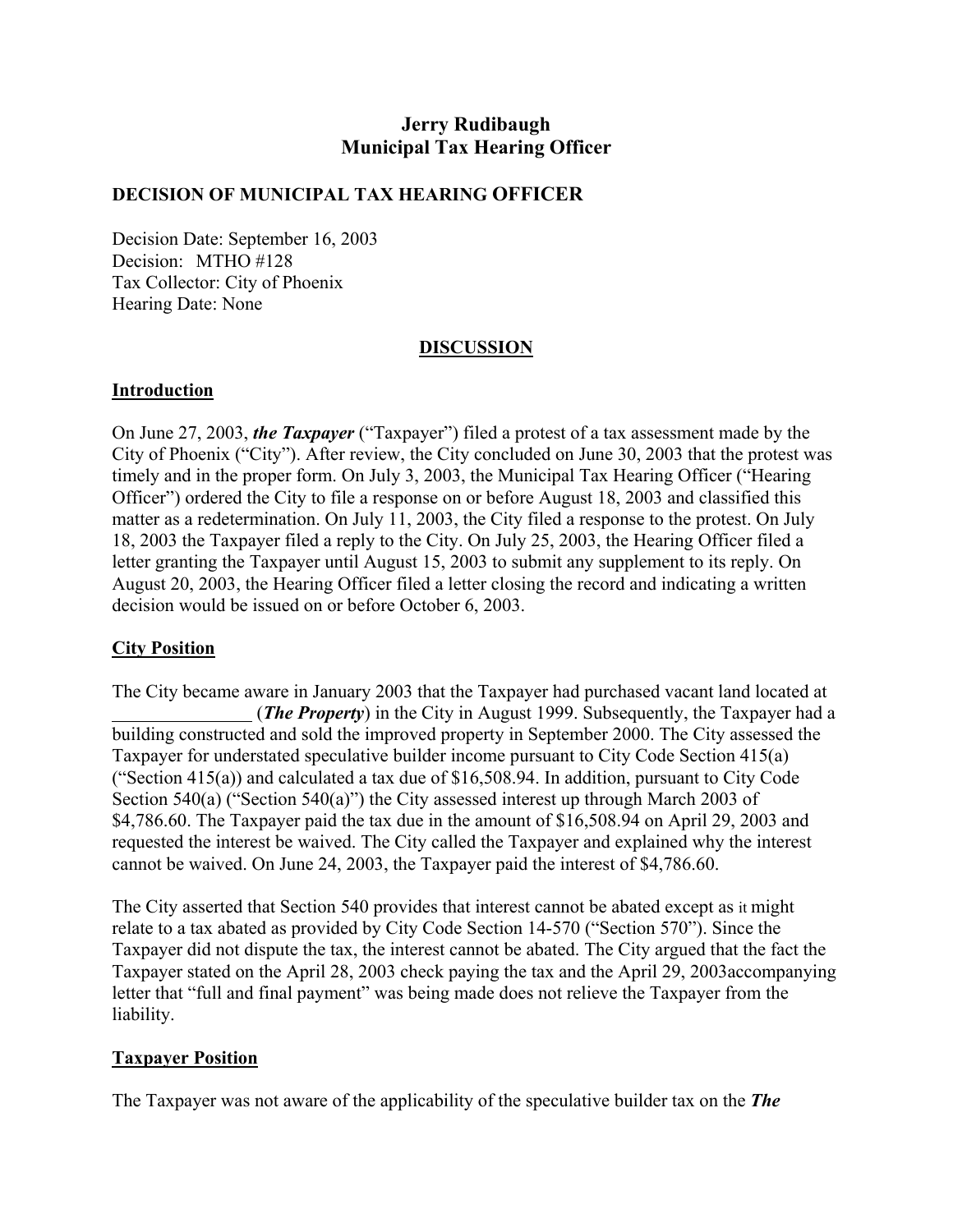# Jerry Rudibaugh
# Municipal Tax Hearing Officer

## DECISION OF MUNICIPAL TAX HEARING OFFICER

Decision Date: September 16, 2003
Decision: MTHO #128
Tax Collector: City of Phoenix
Hearing Date: None

## DISCUSSION

### Introduction

On June 27, 2003, ***the Taxpayer*** ("Taxpayer") filed a protest of a tax assessment made by the City of Phoenix ("City"). After review, the City concluded on June 30, 2003 that the protest was timely and in the proper form. On July 3, 2003, the Municipal Tax Hearing Officer ("Hearing Officer") ordered the City to file a response on or before August 18, 2003 and classified this matter as a redetermination. On July 11, 2003, the City filed a response to the protest. On July 18, 2003 the Taxpayer filed a reply to the City. On July 25, 2003, the Hearing Officer filed a letter granting the Taxpayer until August 15, 2003 to submit any supplement to its reply. On August 20, 2003, the Hearing Officer filed a letter closing the record and indicating a written decision would be issued on or before October 6, 2003.

### City Position

The City became aware in January 2003 that the Taxpayer had purchased vacant land located at _______________ (***The Property***) in the City in August 1999. Subsequently, the Taxpayer had a building constructed and sold the improved property in September 2000. The City assessed the Taxpayer for understated speculative builder income pursuant to City Code Section 415(a) ("Section 415(a)) and calculated a tax due of $16,508.94. In addition, pursuant to City Code Section 540(a) ("Section 540(a)") the City assessed interest up through March 2003 of $4,786.60. The Taxpayer paid the tax due in the amount of $16,508.94 on April 29, 2003 and requested the interest be waived. The City called the Taxpayer and explained why the interest cannot be waived. On June 24, 2003, the Taxpayer paid the interest of $4,786.60.

The City asserted that Section 540 provides that interest cannot be abated except as it might relate to a tax abated as provided by City Code Section 14-570 ("Section 570"). Since the Taxpayer did not dispute the tax, the interest cannot be abated. The City argued that the fact the Taxpayer stated on the April 28, 2003 check paying the tax and the April 29, 2003accompanying letter that "full and final payment" was being made does not relieve the Taxpayer from the liability.

### Taxpayer Position

The Taxpayer was not aware of the applicability of the speculative builder tax on the ***The***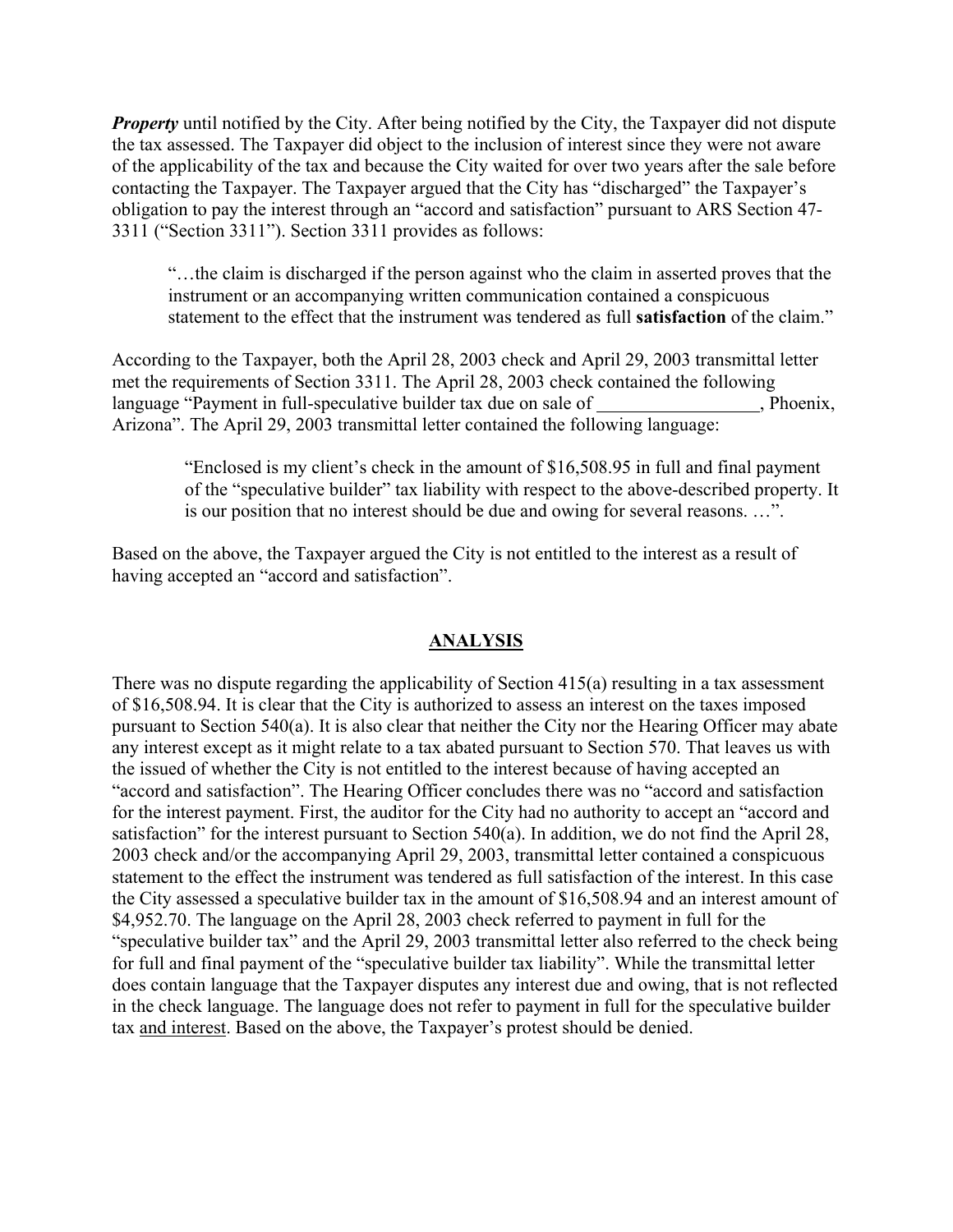***Property*** until notified by the City. After being notified by the City, the Taxpayer did not dispute the tax assessed. The Taxpayer did object to the inclusion of interest since they were not aware of the applicability of the tax and because the City waited for over two years after the sale before contacting the Taxpayer. The Taxpayer argued that the City has "discharged" the Taxpayer's obligation to pay the interest through an "accord and satisfaction" pursuant to ARS Section 47-3311 ("Section 3311"). Section 3311 provides as follows:

> "…the claim is discharged if the person against who the claim in asserted proves that the instrument or an accompanying written communication contained a conspicuous statement to the effect that the instrument was tendered as full **satisfaction** of the claim."

According to the Taxpayer, both the April 28, 2003 check and April 29, 2003 transmittal letter met the requirements of Section 3311. The April 28, 2003 check contained the following language "Payment in full-speculative builder tax due on sale of _________________, Phoenix, Arizona". The April 29, 2003 transmittal letter contained the following language:

> "Enclosed is my client's check in the amount of $16,508.95 in full and final payment of the "speculative builder" tax liability with respect to the above-described property. It is our position that no interest should be due and owing for several reasons. …".

Based on the above, the Taxpayer argued the City is not entitled to the interest as a result of having accepted an "accord and satisfaction".

## ANALYSIS

There was no dispute regarding the applicability of Section 415(a) resulting in a tax assessment of $16,508.94. It is clear that the City is authorized to assess an interest on the taxes imposed pursuant to Section 540(a). It is also clear that neither the City nor the Hearing Officer may abate any interest except as it might relate to a tax abated pursuant to Section 570. That leaves us with the issued of whether the City is not entitled to the interest because of having accepted an "accord and satisfaction". The Hearing Officer concludes there was no "accord and satisfaction for the interest payment. First, the auditor for the City had no authority to accept an "accord and satisfaction" for the interest pursuant to Section 540(a). In addition, we do not find the April 28, 2003 check and/or the accompanying April 29, 2003, transmittal letter contained a conspicuous statement to the effect the instrument was tendered as full satisfaction of the interest. In this case the City assessed a speculative builder tax in the amount of $16,508.94 and an interest amount of $4,952.70. The language on the April 28, 2003 check referred to payment in full for the "speculative builder tax" and the April 29, 2003 transmittal letter also referred to the check being for full and final payment of the "speculative builder tax liability". While the transmittal letter does contain language that the Taxpayer disputes any interest due and owing, that is not reflected in the check language. The language does not refer to payment in full for the speculative builder tax <u>and interest</u>. Based on the above, the Taxpayer's protest should be denied.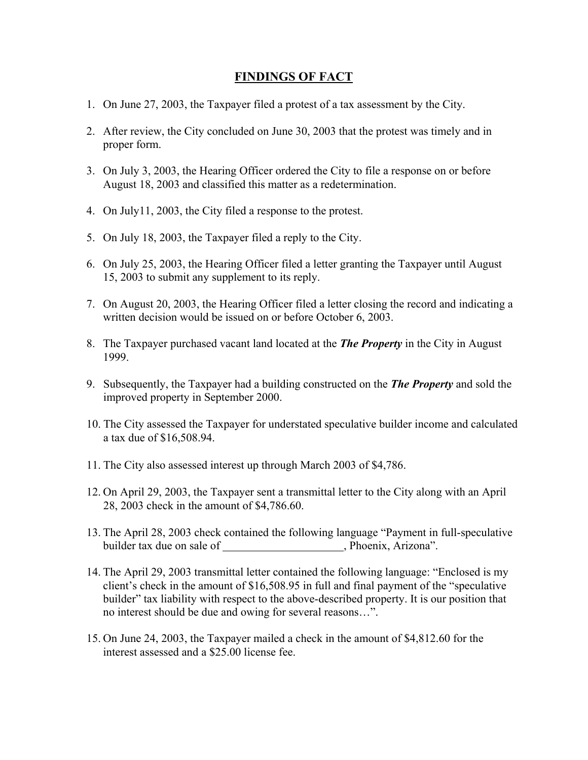## FINDINGS OF FACT

1. On June 27, 2003, the Taxpayer filed a protest of a tax assessment by the City.

2. After review, the City concluded on June 30, 2003 that the protest was timely and in proper form.

3. On July 3, 2003, the Hearing Officer ordered the City to file a response on or before August 18, 2003 and classified this matter as a redetermination.

4. On July11, 2003, the City filed a response to the protest.

5. On July 18, 2003, the Taxpayer filed a reply to the City.

6. On July 25, 2003, the Hearing Officer filed a letter granting the Taxpayer until August 15, 2003 to submit any supplement to its reply.

7. On August 20, 2003, the Hearing Officer filed a letter closing the record and indicating a written decision would be issued on or before October 6, 2003.

8. The Taxpayer purchased vacant land located at the ***The Property*** in the City in August 1999.

9. Subsequently, the Taxpayer had a building constructed on the ***The Property*** and sold the improved property in September 2000.

10. The City assessed the Taxpayer for understated speculative builder income and calculated a tax due of $16,508.94.

11. The City also assessed interest up through March 2003 of $4,786.

12. On April 29, 2003, the Taxpayer sent a transmittal letter to the City along with an April 28, 2003 check in the amount of $4,786.60.

13. The April 28, 2003 check contained the following language "Payment in full-speculative builder tax due on sale of _____________________, Phoenix, Arizona".

14. The April 29, 2003 transmittal letter contained the following language: "Enclosed is my client's check in the amount of $16,508.95 in full and final payment of the "speculative builder" tax liability with respect to the above-described property. It is our position that no interest should be due and owing for several reasons…".

15. On June 24, 2003, the Taxpayer mailed a check in the amount of $4,812.60 for the interest assessed and a $25.00 license fee.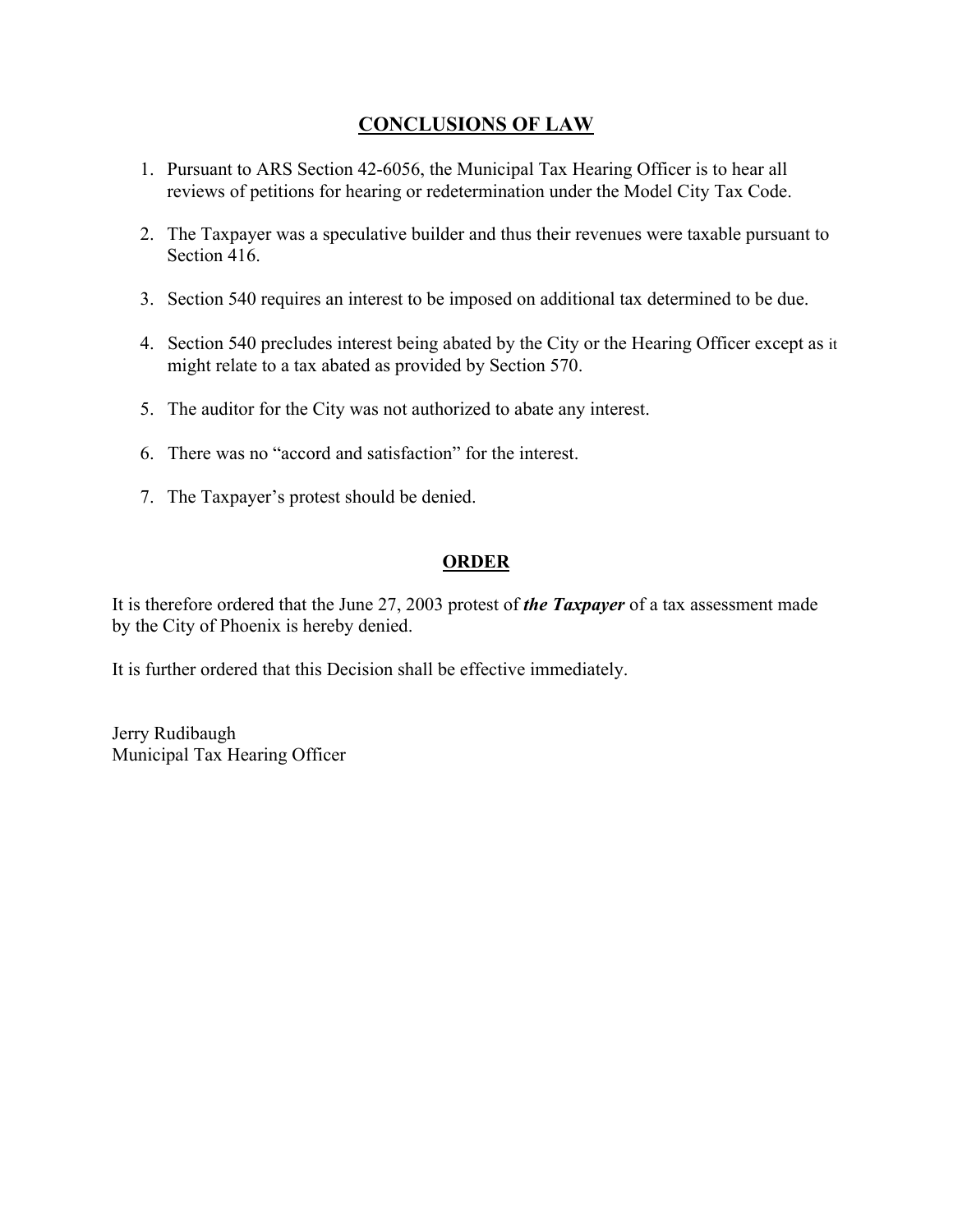## CONCLUSIONS OF LAW

1. Pursuant to ARS Section 42-6056, the Municipal Tax Hearing Officer is to hear all reviews of petitions for hearing or redetermination under the Model City Tax Code.

2. The Taxpayer was a speculative builder and thus their revenues were taxable pursuant to Section 416.

3. Section 540 requires an interest to be imposed on additional tax determined to be due.

4. Section 540 precludes interest being abated by the City or the Hearing Officer except as it might relate to a tax abated as provided by Section 570.

5. The auditor for the City was not authorized to abate any interest.

6. There was no "accord and satisfaction" for the interest.

7. The Taxpayer's protest should be denied.

## ORDER

It is therefore ordered that the June 27, 2003 protest of ***the Taxpayer*** of a tax assessment made by the City of Phoenix is hereby denied.

It is further ordered that this Decision shall be effective immediately.

Jerry Rudibaugh
Municipal Tax Hearing Officer